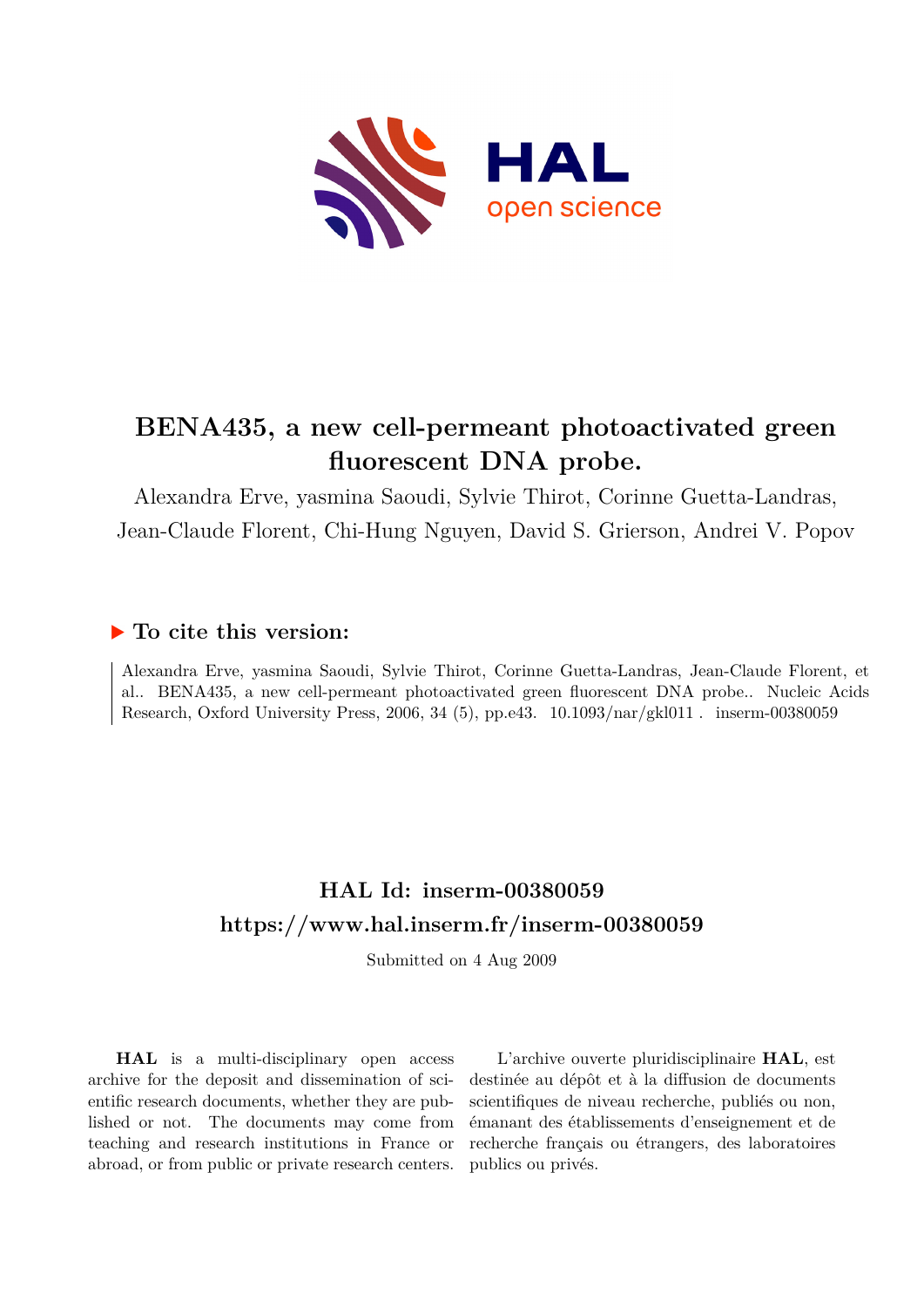# BENA435, a new cell-permeant photoactivated green fluorescent DNA probe.

Alexandra Erve, yasmina Saoudi, Sylvie Thirot, Corinne Guetta-Landras, Jean-Claude Florent, Chi-Hung Nguyen, David S. Grierson, Andrei V. Popov

## ▶ To cite this version:

Alexandra Erve, yasmina Saoudi, Sylvie Thirot, Corinne Guetta-Landras, Jean-Claude Florent, et al.. BENA435, a new cell-permeant photoactivated green fluorescent DNA probe.. Nucleic Acids Research, Oxford University Press, 2006, 34 (5), pp.e43. 10.1093/nar/gkl011 . inserm-00380059

## HAL Id: inserm-00380059

## https://www.hal.inserm.fr/inserm-00380059

Submitted on 4 Aug 2009

**HAL** is a multi-disciplinary open access archive for the deposit and dissemination of scientific research documents, whether they are published or not. The documents may come from teaching and research institutions in France or abroad, or from public or private research centers.

L'archive ouverte pluridisciplinaire **HAL**, est destinée au dépôt et à la diffusion de documents scientifiques de niveau recherche, publiés ou non, émanant des établissements d'enseignement et de recherche français ou étrangers, des laboratoires publics ou privés.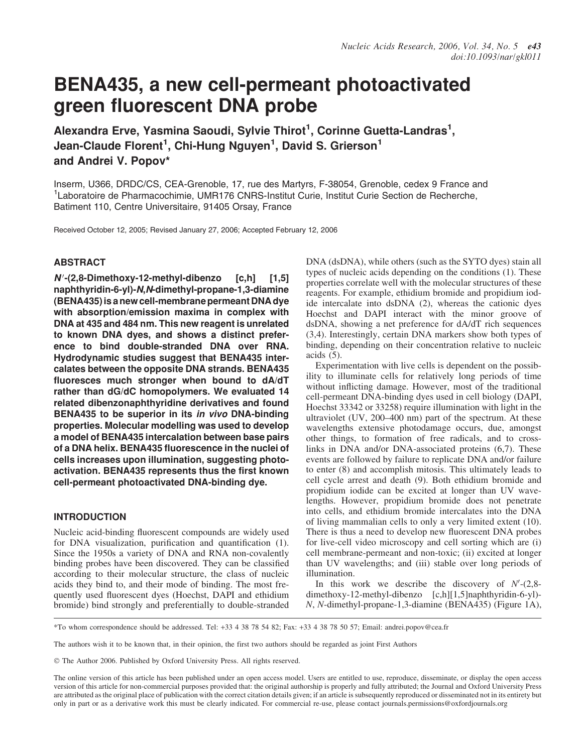# BENA435, a new cell-permeant photoactivated green fluorescent DNA probe

**Alexandra Erve, Yasmina Saoudi, Sylvie Thirot[1], Corinne Guetta-Landras[1], Jean-Claude Florent[1], Chi-Hung Nguyen[1], David S. Grierson[1] and Andrei V. Popov***

Inserm, U366, DRDC/CS, CEA-Grenoble, 17, rue des Martyrs, F-38054, Grenoble, cedex 9 France and [1]Laboratoire de Pharmacochimie, UMR176 CNRS-Institut Curie, Institut Curie Section de Recherche, Batiment 110, Centre Universitaire, 91405 Orsay, France

Received October 12, 2005; Revised January 27, 2006; Accepted February 12, 2006

## ABSTRACT

**$N'$-(2,8-Dimethoxy-12-methyl-dibenzo [c,h] [1,5] naphthyridin-6-yl)-*N,N*-dimethyl-propane-1,3-diamine (BENA435) is a new cell-membrane permeant DNA dye with absorption/emission maxima in complex with DNA at 435 and 484 nm. This new reagent is unrelated to known DNA dyes, and shows a distinct preference to bind double-stranded DNA over RNA. Hydrodynamic studies suggest that BENA435 intercalates between the opposite DNA strands. BENA435 fluoresces much stronger when bound to dA/dT rather than dG/dC homopolymers. We evaluated 14 related dibenzonaphthyridine derivatives and found BENA435 to be superior in its *in vivo* DNA-binding properties. Molecular modelling was used to develop a model of BENA435 intercalation between base pairs of a DNA helix. BENA435 fluorescence in the nuclei of cells increases upon illumination, suggesting photoactivation. BENA435 represents thus the first known cell-permeant photoactivated DNA-binding dye.**

## INTRODUCTION

Nucleic acid-binding fluorescent compounds are widely used for DNA visualization, purification and quantification (1). Since the 1950s a variety of DNA and RNA non-covalently binding probes have been discovered. They can be classified according to their molecular structure, the class of nucleic acids they bind to, and their mode of binding. The most frequently used fluorescent dyes (Hoechst, DAPI and ethidium bromide) bind strongly and preferentially to double-stranded DNA (dsDNA), while others (such as the SYTO dyes) stain all types of nucleic acids depending on the conditions (1). These properties correlate well with the molecular structures of these reagents. For example, ethidium bromide and propidium iodide intercalate into dsDNA (2), whereas the cationic dyes Hoechst and DAPI interact with the minor groove of dsDNA, showing a net preference for dA/dT rich sequences (3,4). Interestingly, certain DNA markers show both types of binding, depending on their concentration relative to nucleic acids (5).

Experimentation with live cells is dependent on the possibility to illuminate cells for relatively long periods of time without inflicting damage. However, most of the traditional cell-permeant DNA-binding dyes used in cell biology (DAPI, Hoechst 33342 or 33258) require illumination with light in the ultraviolet (UV, 200–400 nm) part of the spectrum. At these wavelengths extensive photodamage occurs, due, amongst other things, to formation of free radicals, and to cross-links in DNA and/or DNA-associated proteins (6,7). These events are followed by failure to replicate DNA and/or failure to enter (8) and accomplish mitosis. This ultimately leads to cell cycle arrest and death (9). Both ethidium bromide and propidium iodide can be excited at longer than UV wavelengths. However, propidium bromide does not penetrate into cells, and ethidium bromide intercalates into the DNA of living mammalian cells to only a very limited extent (10). There is thus a need to develop new fluorescent DNA probes for live-cell video microscopy and cell sorting which are (i) cell membrane-permeant and non-toxic; (ii) excited at longer than UV wavelengths; and (iii) stable over long periods of illumination.

In this work we describe the discovery of $N'$-(2,8-dimethoxy-12-methyl-dibenzo [c,h][1,5]naphthyridin-6-yl)-*N*, *N*-dimethyl-propane-1,3-diamine (BENA435) (Figure 1A),

*To whom correspondence should be addressed. Tel: +33 4 38 78 54 82; Fax: +33 4 38 78 50 57; Email: andrei.popov@cea.fr

The authors wish it to be known that, in their opinion, the first two authors should be regarded as joint First Authors

© The Author 2006. Published by Oxford University Press. All rights reserved.

The online version of this article has been published under an open access model. Users are entitled to use, reproduce, disseminate, or display the open access version of this article for non-commercial purposes provided that: the original authorship is properly and fully attributed; the Journal and Oxford University Press are attributed as the original place of publication with the correct citation details given; if an article is subsequently reproduced or disseminated not in its entirety but only in part or as a derivative work this must be clearly indicated. For commercial re-use, please contact journals.permissions@oxfordjournals.org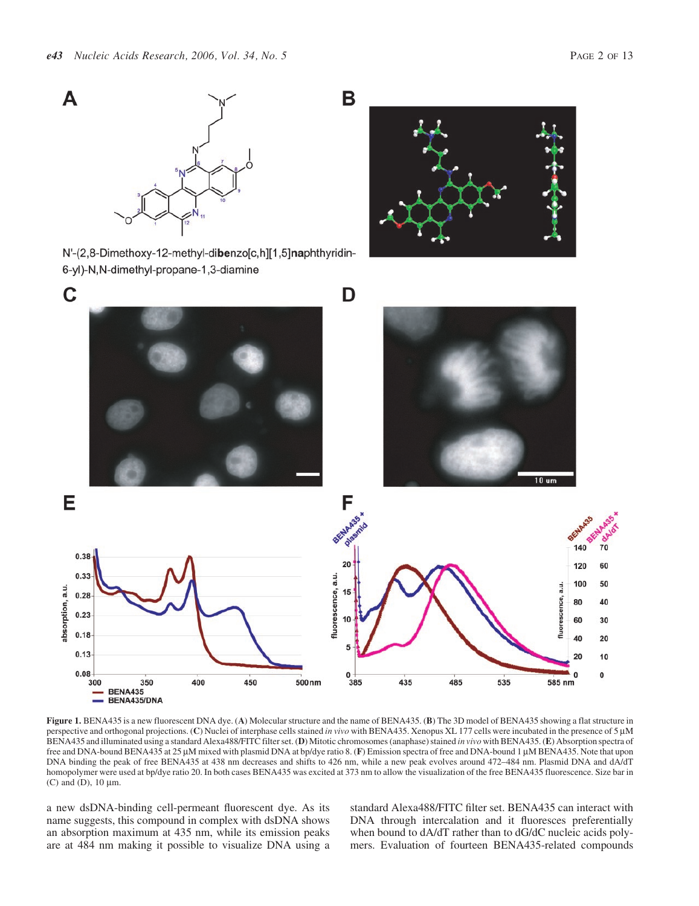**Figure 1.** BENA435 is a new fluorescent DNA dye. (**A**) Molecular structure and the name of BENA435. (**B**) The 3D model of BENA435 showing a flat structure in perspective and orthogonal projections. (**C**) Nuclei of interphase cells stained *in vivo* with BENA435. Xenopus XL 177 cells were incubated in the presence of 5 μM BENA435 and illuminated using a standard Alexa488/FITC filter set. (**D**) Mitotic chromosomes (anaphase) stained *in vivo* with BENA435. (**E**) Absorption spectra of free and DNA-bound BENA435 at 25 μM mixed with plasmid DNA at bp/dye ratio 8. (**F**) Emission spectra of free and DNA-bound 1 μM BENA435. Note that upon DNA binding the peak of free BENA435 at 438 nm decreases and shifts to 426 nm, while a new peak evolves around 472–484 nm. Plasmid DNA and dA/dT homopolymer were used at bp/dye ratio 20. In both cases BENA435 was excited at 373 nm to allow the visualization of the free BENA435 fluorescence. Size bar in (C) and (D), 10 μm.

a new dsDNA-binding cell-permeant fluorescent dye. As its name suggests, this compound in complex with dsDNA shows an absorption maximum at 435 nm, while its emission peaks are at 484 nm making it possible to visualize DNA using a standard Alexa488/FITC filter set. BENA435 can interact with DNA through intercalation and it fluoresces preferentially when bound to dA/dT rather than to dG/dC nucleic acids polymers. Evaluation of fourteen BENA435-related compounds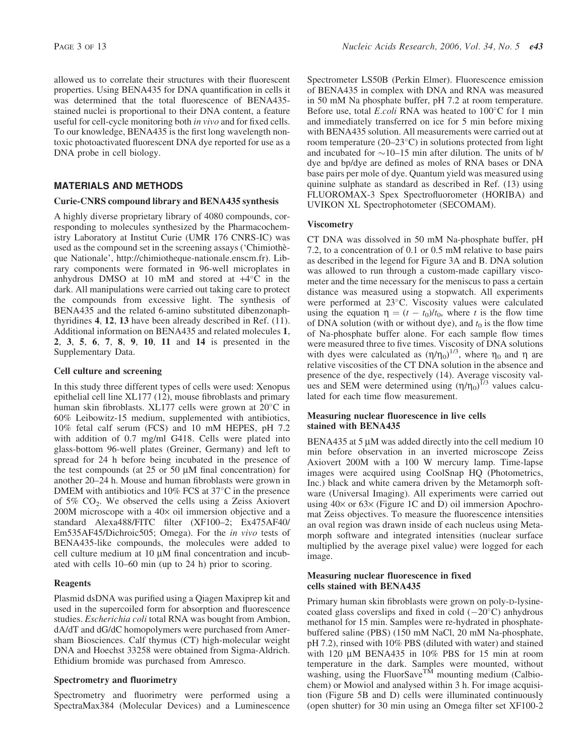allowed us to correlate their structures with their fluorescent properties. Using BENA435 for DNA quantification in cells it was determined that the total fluorescence of BENA435-stained nuclei is proportional to their DNA content, a feature useful for cell-cycle monitoring both *in vivo* and for fixed cells. To our knowledge, BENA435 is the first long wavelength non-toxic photoactivated fluorescent DNA dye reported for use as a DNA probe in cell biology.

## MATERIALS AND METHODS

### Curie-CNRS compound library and BENA435 synthesis

A highly diverse proprietary library of 4080 compounds, corresponding to molecules synthesized by the Pharmacochemistry Laboratory at Institut Curie (UMR 176 CNRS-IC) was used as the compound set in the screening assays ('Chimiothèque Nationale', http://chimiotheque-nationale.enscm.fr). Library components were formated in 96-well microplates in anhydrous DMSO at 10 mM and stored at +4°C in the dark. All manipulations were carried out taking care to protect the compounds from excessive light. The synthesis of BENA435 and the related 6-amino substituted dibenzonaphthyridines **4**, **12**, **13** have been already described in Ref. (11). Additional information on BENA435 and related molecules **1**, **2**, **3**, **5**, **6**, **7**, **8**, **9**, **10**, **11** and **14** is presented in the Supplementary Data.

### Cell culture and screening

In this study three different types of cells were used: Xenopus epithelial cell line XL177 (12), mouse fibroblasts and primary human skin fibroblasts. XL177 cells were grown at 20°C in 60% Leibowitz-15 medium, supplemented with antibiotics, 10% fetal calf serum (FCS) and 10 mM HEPES, pH 7.2 with addition of 0.7 mg/ml G418. Cells were plated into glass-bottom 96-well plates (Greiner, Germany) and left to spread for 24 h before being incubated in the presence of the test compounds (at 25 or 50 μM final concentration) for another 20–24 h. Mouse and human fibroblasts were grown in DMEM with antibiotics and 10% FCS at 37°C in the presence of 5% $CO_2$. We observed the cells using a Zeiss Axiovert 200M microscope with a 40× oil immersion objective and a standard Alexa488/FITC filter (XF100–2; Ex475AF40/Em535AF45/Dichroic505; Omega). For the *in vivo* tests of BENA435-like compounds, the molecules were added to cell culture medium at 10 μM final concentration and incubated with cells 10–60 min (up to 24 h) prior to scoring.

### Reagents

Plasmid dsDNA was purified using a Qiagen Maxiprep kit and used in the supercoiled form for absorption and fluorescence studies. *Escherichia coli* total RNA was bought from Ambion, dA/dT and dG/dC homopolymers were purchased from Amersham Biosciences. Calf thymus (CT) high-molecular weight DNA and Hoechst 33258 were obtained from Sigma-Aldrich. Ethidium bromide was purchased from Amresco.

### Spectrometry and fluorimetry

Spectrometry and fluorimetry were performed using a SpectraMax384 (Molecular Devices) and a Luminescence Spectrometer LS50B (Perkin Elmer). Fluorescence emission of BENA435 in complex with DNA and RNA was measured in 50 mM Na phosphate buffer, pH 7.2 at room temperature. Before use, total *E.coli* RNA was heated to 100°C for 1 min and immediately transferred on ice for 5 min before mixing with BENA435 solution. All measurements were carried out at room temperature (20–23°C) in solutions protected from light and incubated for ~10–15 min after dilution. The units of b/dye and bp/dye are defined as moles of RNA bases or DNA base pairs per mole of dye. Quantum yield was measured using quinine sulphate as standard as described in Ref. (13) using FLUOROMAX-3 Spex Spectrofluorometer (HORIBA) and UVIKON XL Spectrophotometer (SECOMAM).

### Viscometry

CT DNA was dissolved in 50 mM Na-phosphate buffer, pH 7.2, to a concentration of 0.1 or 0.5 mM relative to base pairs as described in the legend for Figure 3A and B. DNA solution was allowed to run through a custom-made capillary viscometer and the time necessary for the meniscus to pass a certain distance was measured using a stopwatch. All experiments were performed at 23°C. Viscosity values were calculated using the equation $\eta = (t - t_0)/t_0$, where $t$ is the flow time of DNA solution (with or without dye), and $t_0$ is the flow time of Na-phosphate buffer alone. For each sample flow times were measured three to five times. Viscosity of DNA solutions with dyes were calculated as $(\eta/\eta_0)^{1/3}$, where $\eta_0$ and $\eta$ are relative viscosities of the CT DNA solution in the absence and presence of the dye, respectively (14). Average viscosity values and SEM were determined using $(\eta/\eta_0)^{1/3}$ values calculated for each time flow measurement.

### Measuring nuclear fluorescence in live cells stained with BENA435

BENA435 at 5 μM was added directly into the cell medium 10 min before observation in an inverted microscope Zeiss Axiovert 200M with a 100 W mercury lamp. Time-lapse images were acquired using CoolSnap HQ (Photometrics, Inc.) black and white camera driven by the Metamorph software (Universal Imaging). All experiments were carried out using 40× or 63× (Figure 1C and D) oil immersion Apochromat Zeiss objectives. To measure the fluorescence intensities an oval region was drawn inside of each nucleus using Metamorph software and integrated intensities (nuclear surface multiplied by the average pixel value) were logged for each image.

### Measuring nuclear fluorescence in fixed cells stained with BENA435

Primary human skin fibroblasts were grown on poly-D-lysine-coated glass coverslips and fixed in cold (−20°C) anhydrous methanol for 15 min. Samples were re-hydrated in phosphate-buffered saline (PBS) (150 mM NaCl, 20 mM Na-phosphate, pH 7.2), rinsed with 10% PBS (diluted with water) and stained with 120 μM BENA435 in 10% PBS for 15 min at room temperature in the dark. Samples were mounted, without washing, using the FluorSave™ mounting medium (Calbiochem) or Mowiol and analysed within 3 h. For image acquisition (Figure 5B and D) cells were illuminated continuously (open shutter) for 30 min using an Omega filter set XF100-2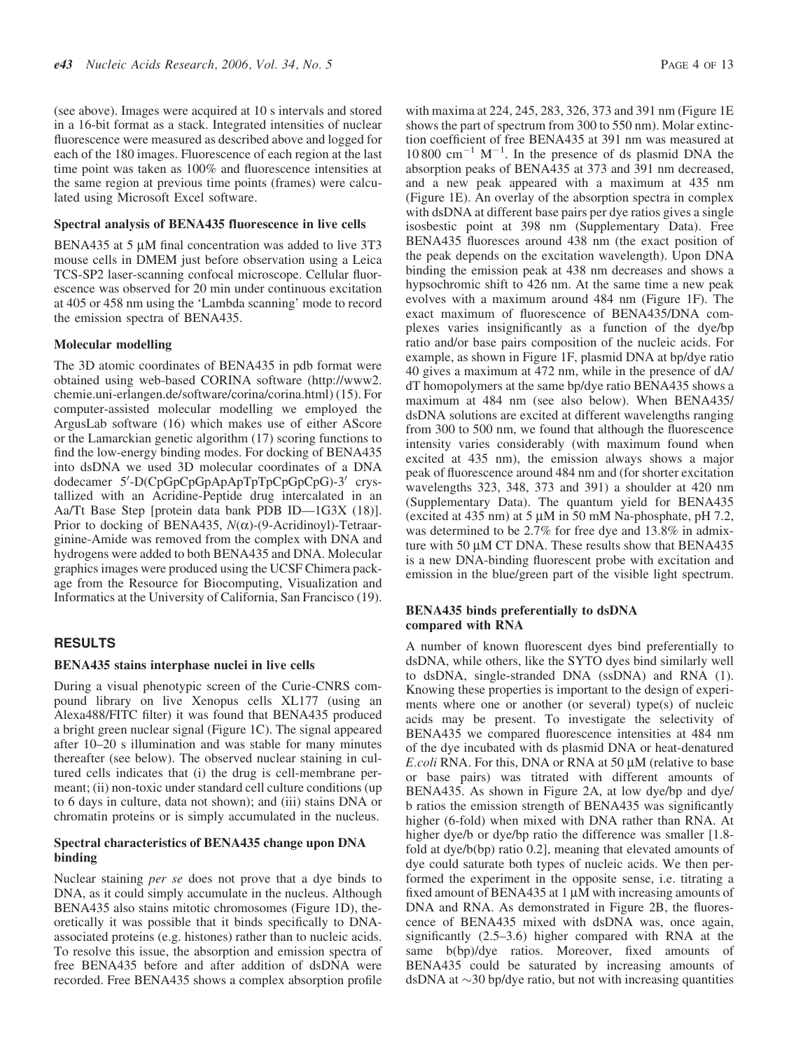(see above). Images were acquired at 10 s intervals and stored in a 16-bit format as a stack. Integrated intensities of nuclear fluorescence were measured as described above and logged for each of the 180 images. Fluorescence of each region at the last time point was taken as 100% and fluorescence intensities at the same region at previous time points (frames) were calculated using Microsoft Excel software.

### Spectral analysis of BENA435 fluorescence in live cells

BENA435 at 5 μM final concentration was added to live 3T3 mouse cells in DMEM just before observation using a Leica TCS-SP2 laser-scanning confocal microscope. Cellular fluorescence was observed for 20 min under continuous excitation at 405 or 458 nm using the 'Lambda scanning' mode to record the emission spectra of BENA435.

### Molecular modelling

The 3D atomic coordinates of BENA435 in pdb format were obtained using web-based CORINA software (http://www2.chemie.uni-erlangen.de/software/corina/corina.html) (15). For computer-assisted molecular modelling we employed the ArgusLab software (16) which makes use of either AScore or the Lamarckian genetic algorithm (17) scoring functions to find the low-energy binding modes. For docking of BENA435 into dsDNA we used 3D molecular coordinates of a DNA dodecamer 5′-D(CpGpCpGpApApTpTpCpGpCpG)-3′ crystallized with an Acridine-Peptide drug intercalated in an Aa/Tt Base Step [protein data bank PDB ID—1G3X (18)]. Prior to docking of BENA435, *N*(α)-(9-Acridinoyl)-Tetraarginine-Amide was removed from the complex with DNA and hydrogens were added to both BENA435 and DNA. Molecular graphics images were produced using the UCSF Chimera package from the Resource for Biocomputing, Visualization and Informatics at the University of California, San Francisco (19).

## RESULTS

### BENA435 stains interphase nuclei in live cells

During a visual phenotypic screen of the Curie-CNRS compound library on live Xenopus cells XL177 (using an Alexa488/FITC filter) it was found that BENA435 produced a bright green nuclear signal (Figure 1C). The signal appeared after 10–20 s illumination and was stable for many minutes thereafter (see below). The observed nuclear staining in cultured cells indicates that (i) the drug is cell-membrane permeant; (ii) non-toxic under standard cell culture conditions (up to 6 days in culture, data not shown); and (iii) stains DNA or chromatin proteins or is simply accumulated in the nucleus.

### Spectral characteristics of BENA435 change upon DNA binding

Nuclear staining *per se* does not prove that a dye binds to DNA, as it could simply accumulate in the nucleus. Although BENA435 also stains mitotic chromosomes (Figure 1D), theoretically it was possible that it binds specifically to DNA-associated proteins (e.g. histones) rather than to nucleic acids. To resolve this issue, the absorption and emission spectra of free BENA435 before and after addition of dsDNA were recorded. Free BENA435 shows a complex absorption profile with maxima at 224, 245, 283, 326, 373 and 391 nm (Figure 1E shows the part of spectrum from 300 to 550 nm). Molar extinction coefficient of free BENA435 at 391 nm was measured at 10 800 $cm^{-1}$ $M^{-1}$. In the presence of ds plasmid DNA the absorption peaks of BENA435 at 373 and 391 nm decreased, and a new peak appeared with a maximum at 435 nm (Figure 1E). An overlay of the absorption spectra in complex with dsDNA at different base pairs per dye ratios gives a single isosbestic point at 398 nm (Supplementary Data). Free BENA435 fluoresces around 438 nm (the exact position of the peak depends on the excitation wavelength). Upon DNA binding the emission peak at 438 nm decreases and shows a hypsochromic shift to 426 nm. At the same time a new peak evolves with a maximum around 484 nm (Figure 1F). The exact maximum of fluorescence of BENA435/DNA complexes varies insignificantly as a function of the dye/bp ratio and/or base pairs composition of the nucleic acids. For example, as shown in Figure 1F, plasmid DNA at bp/dye ratio 40 gives a maximum at 472 nm, while in the presence of dA/dT homopolymers at the same bp/dye ratio BENA435 shows a maximum at 484 nm (see also below). When BENA435/dsDNA solutions are excited at different wavelengths ranging from 300 to 500 nm, we found that although the fluorescence intensity varies considerably (with maximum found when excited at 435 nm), the emission always shows a major peak of fluorescence around 484 nm and (for shorter excitation wavelengths 323, 348, 373 and 391) a shoulder at 420 nm (Supplementary Data). The quantum yield for BENA435 (excited at 435 nm) at 5 μM in 50 mM Na-phosphate, pH 7.2, was determined to be 2.7% for free dye and 13.8% in admixture with 50 μM CT DNA. These results show that BENA435 is a new DNA-binding fluorescent probe with excitation and emission in the blue/green part of the visible light spectrum.

### BENA435 binds preferentially to dsDNA compared with RNA

A number of known fluorescent dyes bind preferentially to dsDNA, while others, like the SYTO dyes bind similarly well to dsDNA, single-stranded DNA (ssDNA) and RNA (1). Knowing these properties is important to the design of experiments where one or another (or several) type(s) of nucleic acids may be present. To investigate the selectivity of BENA435 we compared fluorescence intensities at 484 nm of the dye incubated with ds plasmid DNA or heat-denatured *E.coli* RNA. For this, DNA or RNA at 50 μM (relative to base or base pairs) was titrated with different amounts of BENA435. As shown in Figure 2A, at low dye/bp and dye/b ratios the emission strength of BENA435 was significantly higher (6-fold) when mixed with DNA rather than RNA. At higher dye/b or dye/bp ratio the difference was smaller [1.8-fold at dye/b(bp) ratio 0.2], meaning that elevated amounts of dye could saturate both types of nucleic acids. We then performed the experiment in the opposite sense, i.e. titrating a fixed amount of BENA435 at 1 μM with increasing amounts of DNA and RNA. As demonstrated in Figure 2B, the fluorescence of BENA435 mixed with dsDNA was, once again, significantly (2.5–3.6) higher compared with RNA at the same b(bp)/dye ratios. Moreover, fixed amounts of BENA435 could be saturated by increasing amounts of dsDNA at ∼30 bp/dye ratio, but not with increasing quantities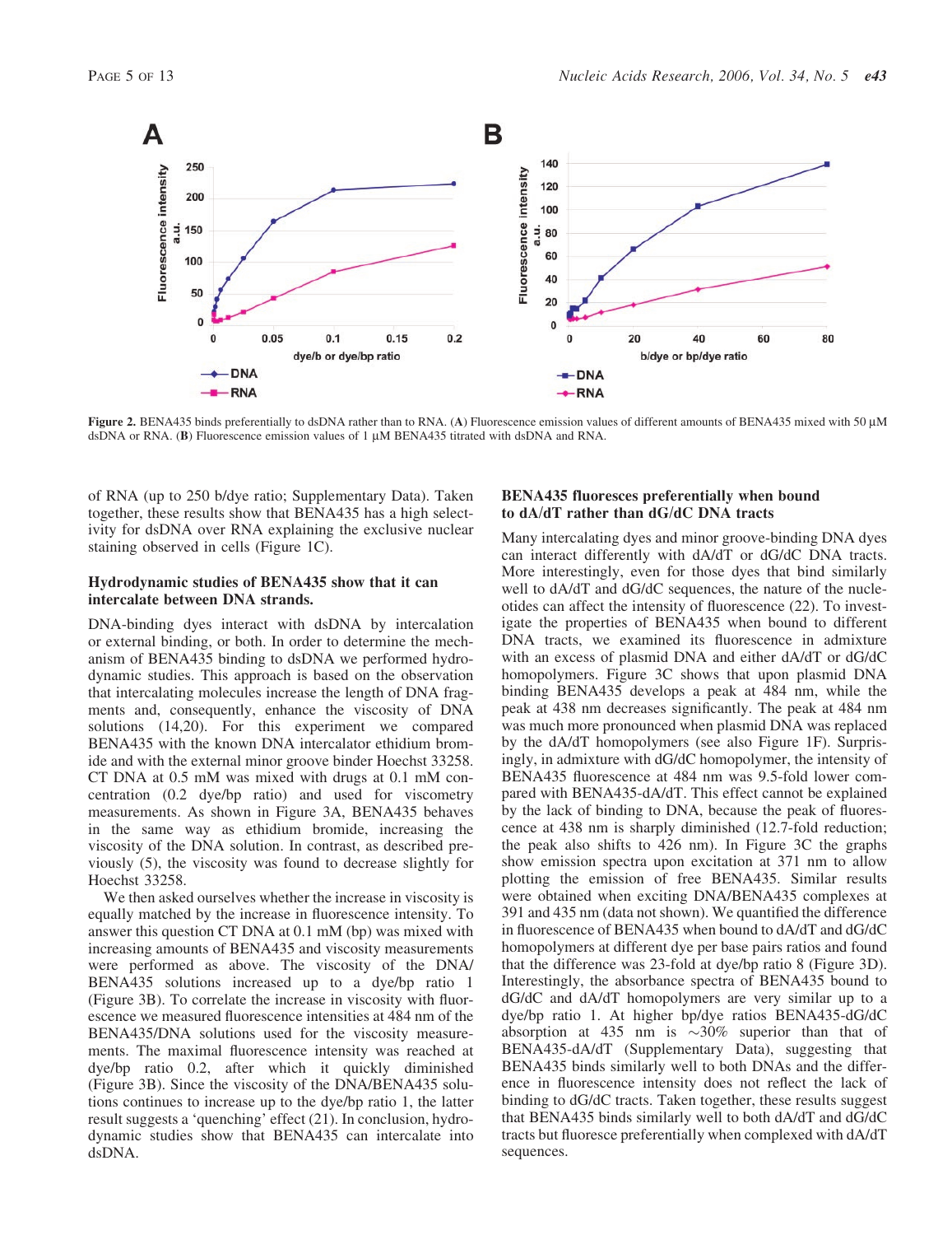**Figure 2.** BENA435 binds preferentially to dsDNA rather than to RNA. (**A**) Fluorescence emission values of different amounts of BENA435 mixed with 50 μM dsDNA or RNA. (**B**) Fluorescence emission values of 1 μM BENA435 titrated with dsDNA and RNA.

of RNA (up to 250 b/dye ratio; Supplementary Data). Taken together, these results show that BENA435 has a high selectivity for dsDNA over RNA explaining the exclusive nuclear staining observed in cells (Figure 1C).

### Hydrodynamic studies of BENA435 show that it can intercalate between DNA strands.

DNA-binding dyes interact with dsDNA by intercalation or external binding, or both. In order to determine the mechanism of BENA435 binding to dsDNA we performed hydrodynamic studies. This approach is based on the observation that intercalating molecules increase the length of DNA fragments and, consequently, enhance the viscosity of DNA solutions (14,20). For this experiment we compared BENA435 with the known DNA intercalator ethidium bromide and with the external minor groove binder Hoechst 33258. CT DNA at 0.5 mM was mixed with drugs at 0.1 mM concentration (0.2 dye/bp ratio) and used for viscometry measurements. As shown in Figure 3A, BENA435 behaves in the same way as ethidium bromide, increasing the viscosity of the DNA solution. In contrast, as described previously (5), the viscosity was found to decrease slightly for Hoechst 33258.

We then asked ourselves whether the increase in viscosity is equally matched by the increase in fluorescence intensity. To answer this question CT DNA at 0.1 mM (bp) was mixed with increasing amounts of BENA435 and viscosity measurements were performed as above. The viscosity of the DNA/BENA435 solutions increased up to a dye/bp ratio 1 (Figure 3B). To correlate the increase in viscosity with fluorescence we measured fluorescence intensities at 484 nm of the BENA435/DNA solutions used for the viscosity measurements. The maximal fluorescence intensity was reached at dye/bp ratio 0.2, after which it quickly diminished (Figure 3B). Since the viscosity of the DNA/BENA435 solutions continues to increase up to the dye/bp ratio 1, the latter result suggests a 'quenching' effect (21). In conclusion, hydrodynamic studies show that BENA435 can intercalate into dsDNA.

### BENA435 fluoresces preferentially when bound to dA/dT rather than dG/dC DNA tracts

Many intercalating dyes and minor groove-binding DNA dyes can interact differently with dA/dT or dG/dC DNA tracts. More interestingly, even for those dyes that bind similarly well to dA/dT and dG/dC sequences, the nature of the nucleotides can affect the intensity of fluorescence (22). To investigate the properties of BENA435 when bound to different DNA tracts, we examined its fluorescence in admixture with an excess of plasmid DNA and either dA/dT or dG/dC homopolymers. Figure 3C shows that upon plasmid DNA binding BENA435 develops a peak at 484 nm, while the peak at 438 nm decreases significantly. The peak at 484 nm was much more pronounced when plasmid DNA was replaced by the dA/dT homopolymers (see also Figure 1F). Surprisingly, in admixture with dG/dC homopolymer, the intensity of BENA435 fluorescence at 484 nm was 9.5-fold lower compared with BENA435-dA/dT. This effect cannot be explained by the lack of binding to DNA, because the peak of fluorescence at 438 nm is sharply diminished (12.7-fold reduction; the peak also shifts to 426 nm). In Figure 3C the graphs show emission spectra upon excitation at 371 nm to allow plotting the emission of free BENA435. Similar results were obtained when exciting DNA/BENA435 complexes at 391 and 435 nm (data not shown). We quantified the difference in fluorescence of BENA435 when bound to dA/dT and dG/dC homopolymers at different dye per base pairs ratios and found that the difference was 23-fold at dye/bp ratio 8 (Figure 3D). Interestingly, the absorbance spectra of BENA435 bound to dG/dC and dA/dT homopolymers are very similar up to a dye/bp ratio 1. At higher bp/dye ratios BENA435-dG/dC absorption at 435 nm is ~30% superior than that of BENA435-dA/dT (Supplementary Data), suggesting that BENA435 binds similarly well to both DNAs and the difference in fluorescence intensity does not reflect the lack of binding to dG/dC tracts. Taken together, these results suggest that BENA435 binds similarly well to both dA/dT and dG/dC tracts but fluoresce preferentially when complexed with dA/dT sequences.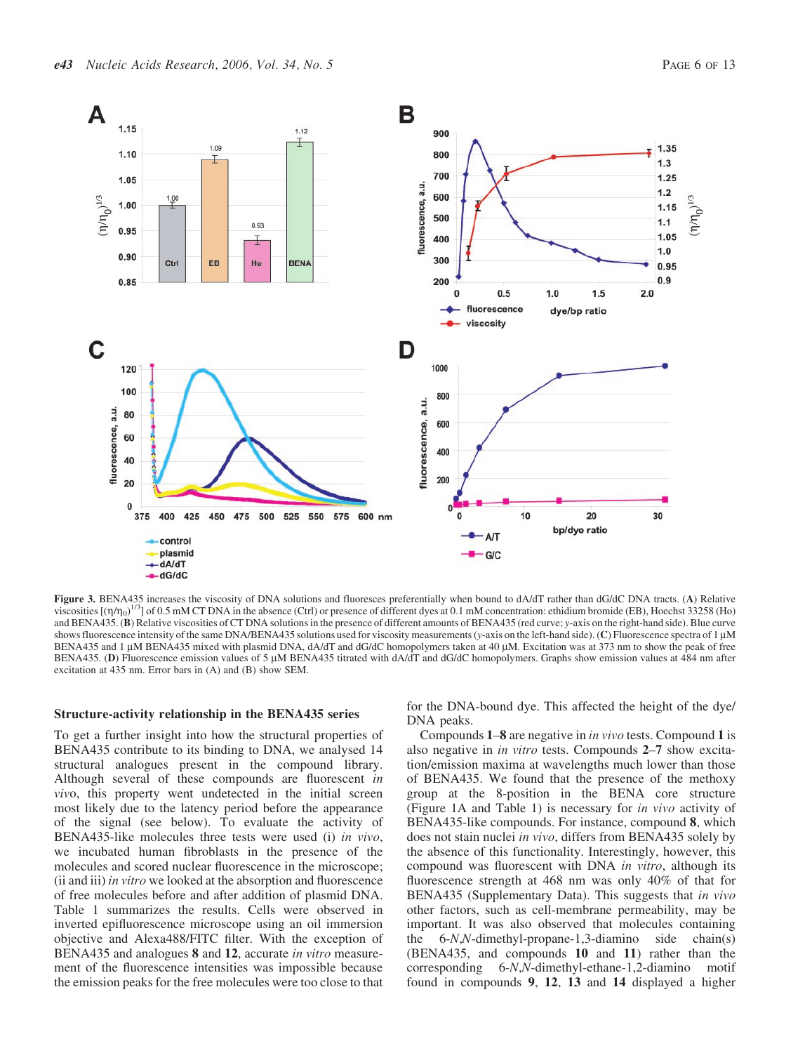**Figure 3.** BENA435 increases the viscosity of DNA solutions and fluoresces preferentially when bound to dA/dT rather than dG/dC DNA tracts. (**A**) Relative viscosities [$(\eta/\eta_0)^{1/3}$] of 0.5 mM CT DNA in the absence (Ctrl) or presence of different dyes at 0.1 mM concentration: ethidium bromide (EB), Hoechst 33258 (Ho) and BENA435. (**B**) Relative viscosities of CT DNA solutions in the presence of different amounts of BENA435 (red curve; y-axis on the right-hand side). Blue curve shows fluorescence intensity of the same DNA/BENA435 solutions used for viscosity measurements (y-axis on the left-hand side). (**C**) Fluorescence spectra of 1 μM BENA435 and 1 μM BENA435 mixed with plasmid DNA, dA/dT and dG/dC homopolymers taken at 40 μM. Excitation was at 373 nm to show the peak of free BENA435. (**D**) Fluorescence emission values of 5 μM BENA435 titrated with dA/dT and dG/dC homopolymers. Graphs show emission values at 484 nm after excitation at 435 nm. Error bars in (A) and (B) show SEM.

### Structure-activity relationship in the BENA435 series

To get a further insight into how the structural properties of BENA435 contribute to its binding to DNA, we analysed 14 structural analogues present in the compound library. Although several of these compounds are fluorescent *in vivo*, this property went undetected in the initial screen most likely due to the latency period before the appearance of the signal (see below). To evaluate the activity of BENA435-like molecules three tests were used (i) *in vivo*, we incubated human fibroblasts in the presence of the molecules and scored nuclear fluorescence in the microscope; (ii and iii) *in vitro* we looked at the absorption and fluorescence of free molecules before and after addition of plasmid DNA. Table 1 summarizes the results. Cells were observed in inverted epifluorescence microscope using an oil immersion objective and Alexa488/FITC filter. With the exception of BENA435 and analogues **8** and **12**, accurate *in vitro* measurement of the fluorescence intensities was impossible because the emission peaks for the free molecules were too close to that for the DNA-bound dye. This affected the height of the dye/DNA peaks.

Compounds **1**–**8** are negative in *in vivo* tests. Compound **1** is also negative in *in vitro* tests. Compounds **2**–**7** show excitation/emission maxima at wavelengths much lower than those of BENA435. We found that the presence of the methoxy group at the 8-position in the BENA core structure (Figure 1A and Table 1) is necessary for *in vivo* activity of BENA435-like compounds. For instance, compound **8**, which does not stain nuclei *in vivo*, differs from BENA435 solely by the absence of this functionality. Interestingly, however, this compound was fluorescent with DNA *in vitro*, although its fluorescence strength at 468 nm was only 40% of that for BENA435 (Supplementary Data). This suggests that *in vivo* other factors, such as cell-membrane permeability, may be important. It was also observed that molecules containing the 6-*N*,*N*-dimethyl-propane-1,3-diamino side chain(s) (BENA435, and compounds **10** and **11**) rather than the corresponding 6-*N*,*N*-dimethyl-ethane-1,2-diamino motif found in compounds **9**, **12**, **13** and **14** displayed a higher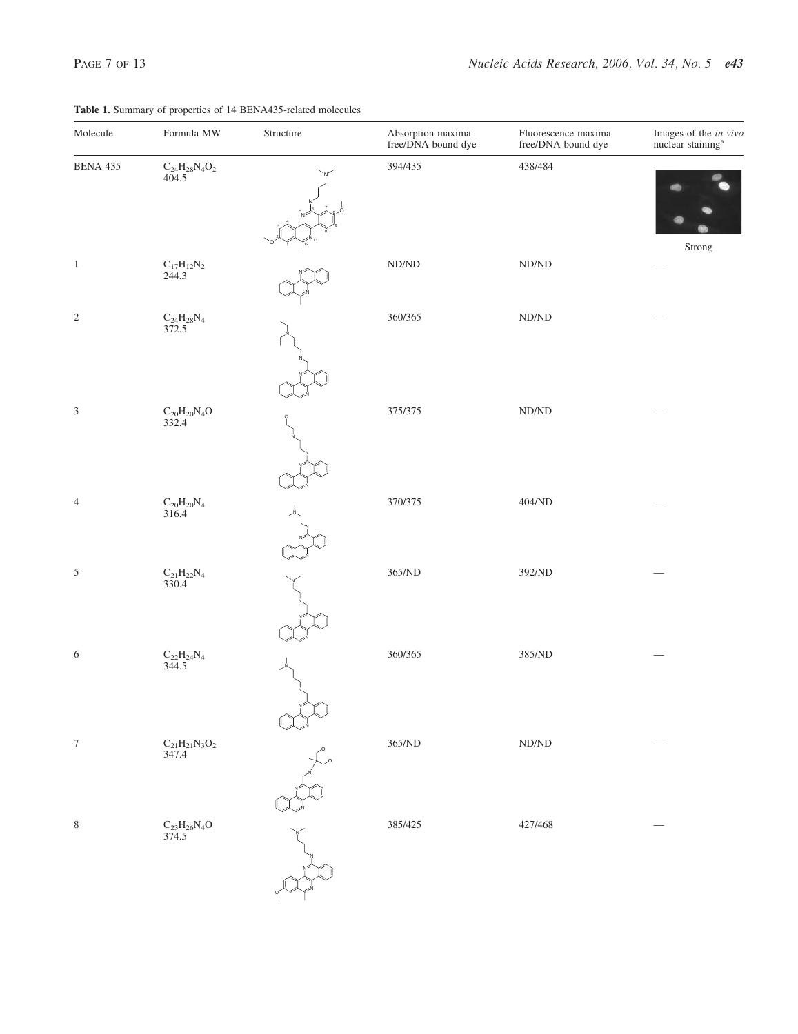**Table 1.** Summary of properties of 14 BENA435-related molecules

| Molecule | Formula MW | Structure | Absorption maxima free/DNA bound dye | Fluorescence maxima free/DNA bound dye | Images of the *in vivo* nuclear staining[a] |
|---|---|---|---|---|---|
| BENA 435 | $C_{24}H_{28}N_4O_2$ 404.5 | | 394/435 | 438/484 | Strong |
| 1 | $C_{17}H_{12}N_2$ 244.3 | | ND/ND | ND/ND | — |
| 2 | $C_{24}H_{28}N_4$ 372.5 | | 360/365 | ND/ND | — |
| 3 | $C_{20}H_{20}N_4O$ 332.4 | | 375/375 | ND/ND | — |
| 4 | $C_{20}H_{20}N_4$ 316.4 | | 370/375 | 404/ND | — |
| 5 | $C_{21}H_{22}N_4$ 330.4 | | 365/ND | 392/ND | — |
| 6 | $C_{22}H_{24}N_4$ 344.5 | | 360/365 | 385/ND | — |
| 7 | $C_{21}H_{21}N_3O_2$ 347.4 | | 365/ND | ND/ND | — |
| 8 | $C_{23}H_{26}N_4O$ 374.5 | | 385/425 | 427/468 | — |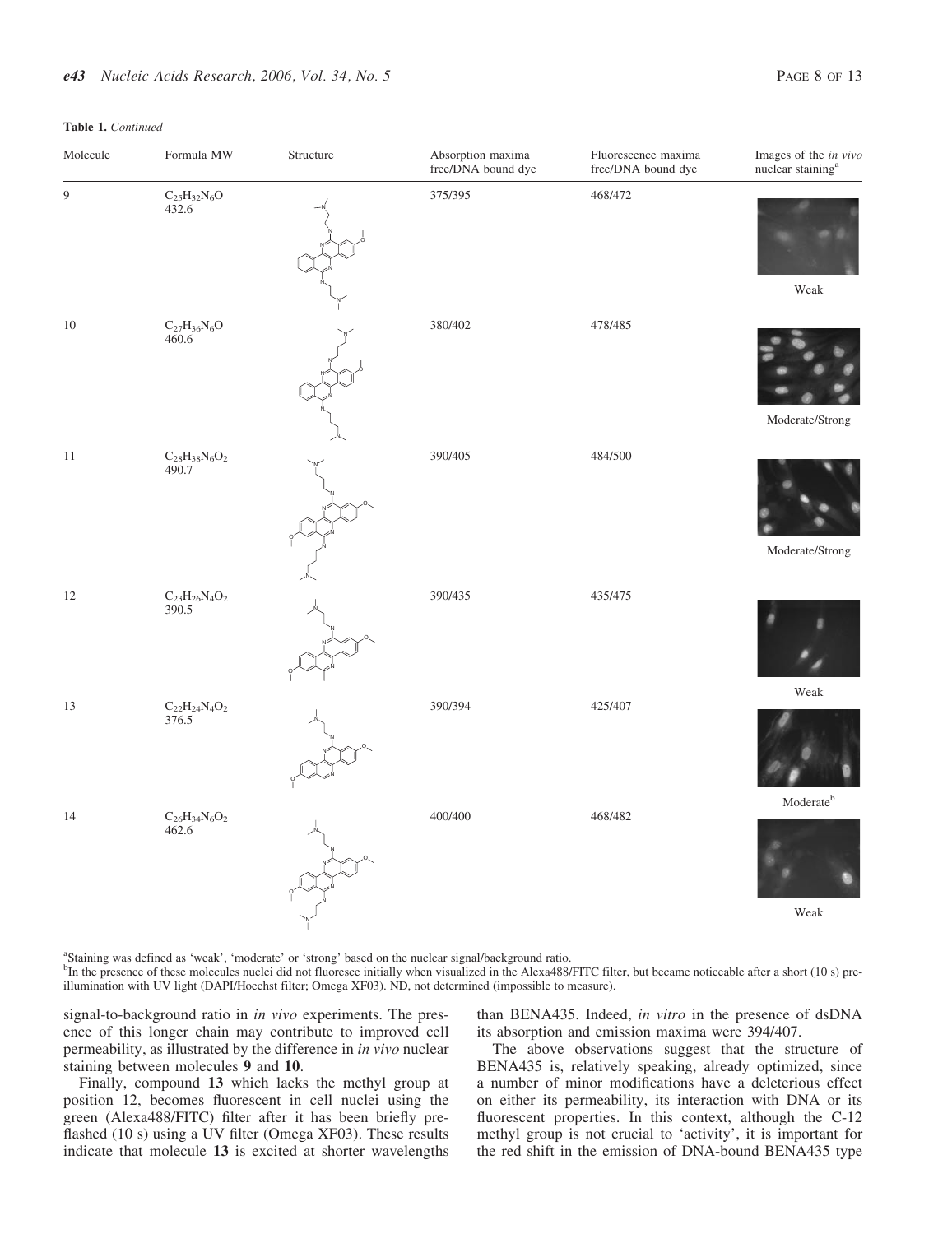**Table 1.** *Continued*

| Molecule | Formula MW | Structure | Absorption maxima free/DNA bound dye | Fluorescence maxima free/DNA bound dye | Images of the *in vivo* nuclear staining[a] |
|---|---|---|---|---|---|
| 9 | $C_{25}H_{32}N_6O$ 432.6 | | 375/395 | 468/472 | Weak |
| 10 | $C_{27}H_{36}N_6O$ 460.6 | | 380/402 | 478/485 | Moderate/Strong |
| 11 | $C_{28}H_{38}N_6O_2$ 490.7 | | 390/405 | 484/500 | Moderate/Strong |
| 12 | $C_{23}H_{26}N_4O_2$ 390.5 | | 390/435 | 435/475 | Weak |
| 13 | $C_{22}H_{24}N_4O_2$ 376.5 | | 390/394 | 425/407 | Moderate[b] |
| 14 | $C_{26}H_{34}N_6O_2$ 462.6 | | 400/400 | 468/482 | Weak |

[a]Staining was defined as 'weak', 'moderate' or 'strong' based on the nuclear signal/background ratio.
[b]In the presence of these molecules nuclei did not fluoresce initially when visualized in the Alexa488/FITC filter, but became noticeable after a short (10 s) pre-illumination with UV light (DAPI/Hoechst filter; Omega XF03). ND, not determined (impossible to measure).

signal-to-background ratio in *in vivo* experiments. The presence of this longer chain may contribute to improved cell permeability, as illustrated by the difference in *in vivo* nuclear staining between molecules **9** and **10**.

Finally, compound **13** which lacks the methyl group at position 12, becomes fluorescent in cell nuclei using the green (Alexa488/FITC) filter after it has been briefly preflashed (10 s) using a UV filter (Omega XF03). These results indicate that molecule **13** is excited at shorter wavelengths than BENA435. Indeed, *in vitro* in the presence of dsDNA its absorption and emission maxima were 394/407.

The above observations suggest that the structure of BENA435 is, relatively speaking, already optimized, since a number of minor modifications have a deleterious effect on either its permeability, its interaction with DNA or its fluorescent properties. In this context, although the C-12 methyl group is not crucial to 'activity', it is important for the red shift in the emission of DNA-bound BENA435 type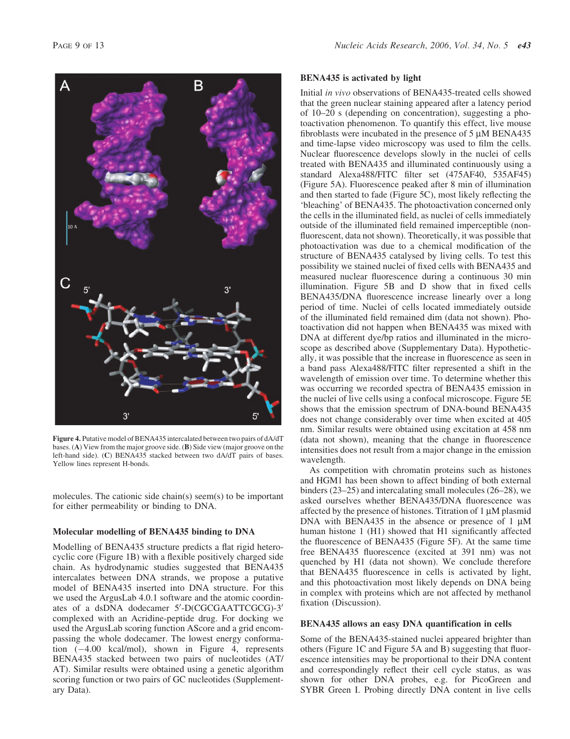Figure 4. Putative model of BENA435 intercalated between two pairs of dA/dT bases. (**A**) View from the major groove side. (**B**) Side view (major groove on the left-hand side). (**C**) BENA435 stacked between two dA/dT pairs of bases. Yellow lines represent H-bonds.

molecules. The cationic side chain(s) seem(s) to be important for either permeability or binding to DNA.

### Molecular modelling of BENA435 binding to DNA

Modelling of BENA435 structure predicts a flat rigid heterocyclic core (Figure 1B) with a flexible positively charged side chain. As hydrodynamic studies suggested that BENA435 intercalates between DNA strands, we propose a putative model of BENA435 inserted into DNA structure. For this we used the ArgusLab 4.0.1 software and the atomic coordinates of a dsDNA dodecamer 5′-D(CGCGAATTCGCG)-3′ complexed with an Acridine-peptide drug. For docking we used the ArgusLab scoring function AScore and a grid encompassing the whole dodecamer. The lowest energy conformation (−4.00 kcal/mol), shown in Figure 4, represents BENA435 stacked between two pairs of nucleotides (AT/AT). Similar results were obtained using a genetic algorithm scoring function or two pairs of GC nucleotides (Supplementary Data).

### BENA435 is activated by light

Initial *in vivo* observations of BENA435-treated cells showed that the green nuclear staining appeared after a latency period of 10–20 s (depending on concentration), suggesting a photoactivation phenomenon. To quantify this effect, live mouse fibroblasts were incubated in the presence of 5 μM BENA435 and time-lapse video microscopy was used to film the cells. Nuclear fluorescence develops slowly in the nuclei of cells treated with BENA435 and illuminated continuously using a standard Alexa488/FITC filter set (475AF40, 535AF45) (Figure 5A). Fluorescence peaked after 8 min of illumination and then started to fade (Figure 5C), most likely reflecting the 'bleaching' of BENA435. The photoactivation concerned only the cells in the illuminated field, as nuclei of cells immediately outside of the illuminated field remained imperceptible (non-fluorescent, data not shown). Theoretically, it was possible that photoactivation was due to a chemical modification of the structure of BENA435 catalysed by living cells. To test this possibility we stained nuclei of fixed cells with BENA435 and measured nuclear fluorescence during a continuous 30 min illumination. Figure 5B and D show that in fixed cells BENA435/DNA fluorescence increase linearly over a long period of time. Nuclei of cells located immediately outside of the illuminated field remained dim (data not shown). Photoactivation did not happen when BENA435 was mixed with DNA at different dye/bp ratios and illuminated in the microscope as described above (Supplementary Data). Hypothetically, it was possible that the increase in fluorescence as seen in a band pass Alexa488/FITC filter represented a shift in the wavelength of emission over time. To determine whether this was occurring we recorded spectra of BENA435 emission in the nuclei of live cells using a confocal microscope. Figure 5E shows that the emission spectrum of DNA-bound BENA435 does not change considerably over time when excited at 405 nm. Similar results were obtained using excitation at 458 nm (data not shown), meaning that the change in fluorescence intensities does not result from a major change in the emission wavelength.

As competition with chromatin proteins such as histones and HGM1 has been shown to affect binding of both external binders (23–25) and intercalating small molecules (26–28), we asked ourselves whether BENA435/DNA fluorescence was affected by the presence of histones. Titration of 1 μM plasmid DNA with BENA435 in the absence or presence of 1 μM human histone 1 (H1) showed that H1 significantly affected the fluorescence of BENA435 (Figure 5F). At the same time free BENA435 fluorescence (excited at 391 nm) was not quenched by H1 (data not shown). We conclude therefore that BENA435 fluorescence in cells is activated by light, and this photoactivation most likely depends on DNA being in complex with proteins which are not affected by methanol fixation (Discussion).

### BENA435 allows an easy DNA quantification in cells

Some of the BENA435-stained nuclei appeared brighter than others (Figure 1C and Figure 5A and B) suggesting that fluorescence intensities may be proportional to their DNA content and correspondingly reflect their cell cycle status, as was shown for other DNA probes, e.g. for PicoGreen and SYBR Green I. Probing directly DNA content in live cells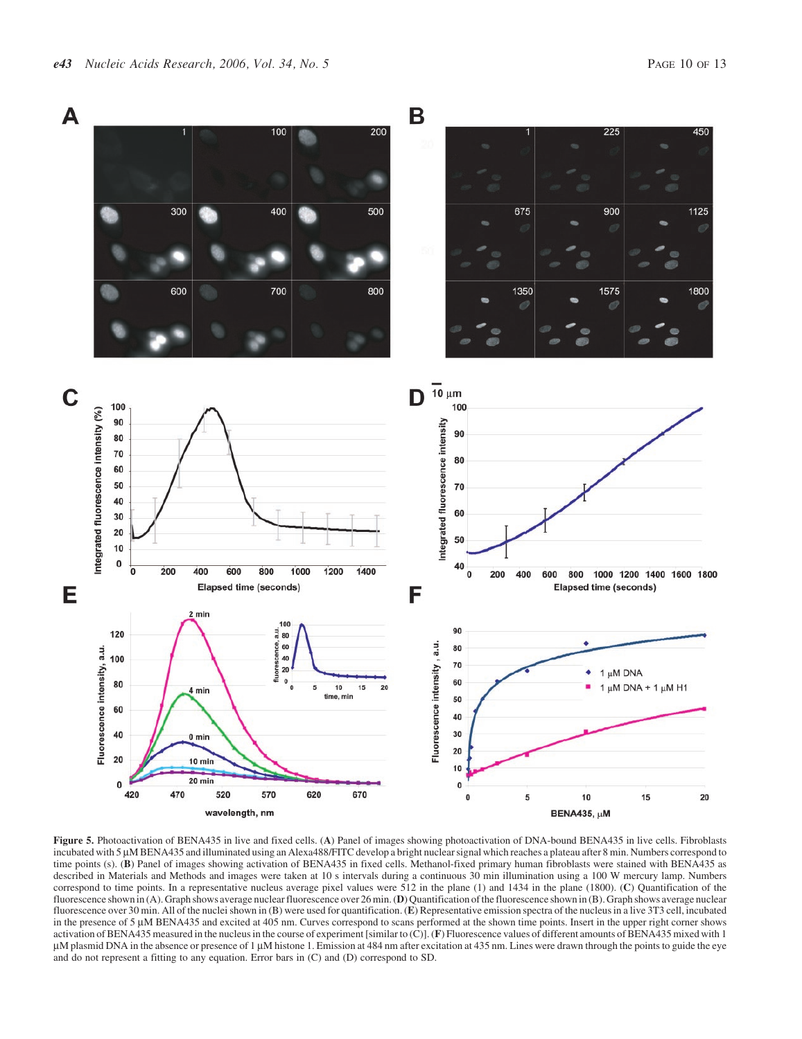**Figure 5.** Photoactivation of BENA435 in live and fixed cells. (**A**) Panel of images showing photoactivation of DNA-bound BENA435 in live cells. Fibroblasts incubated with 5 μM BENA435 and illuminated using an Alexa488/FITC develop a bright nuclear signal which reaches a plateau after 8 min. Numbers correspond to time points (s). (**B**) Panel of images showing activation of BENA435 in fixed cells. Methanol-fixed primary human fibroblasts were stained with BENA435 as described in Materials and Methods and images were taken at 10 s intervals during a continuous 30 min illumination using a 100 W mercury lamp. Numbers correspond to time points. In a representative nucleus average pixel values were 512 in the plane (1) and 1434 in the plane (1800). (**C**) Quantification of the fluorescence shown in (A). Graph shows average nuclear fluorescence over 26 min. (**D**) Quantification of the fluorescence shown in (B). Graph shows average nuclear fluorescence over 30 min. All of the nuclei shown in (B) were used for quantification. (**E**) Representative emission spectra of the nucleus in a live 3T3 cell, incubated in the presence of 5 μM BENA435 and excited at 405 nm. Curves correspond to scans performed at the shown time points. Insert in the upper right corner shows activation of BENA435 measured in the nucleus in the course of experiment [similar to (C)]. (**F**) Fluorescence values of different amounts of BENA435 mixed with 1 μM plasmid DNA in the absence or presence of 1 μM histone 1. Emission at 484 nm after excitation at 435 nm. Lines were drawn through the points to guide the eye and do not represent a fitting to any equation. Error bars in (C) and (D) correspond to SD.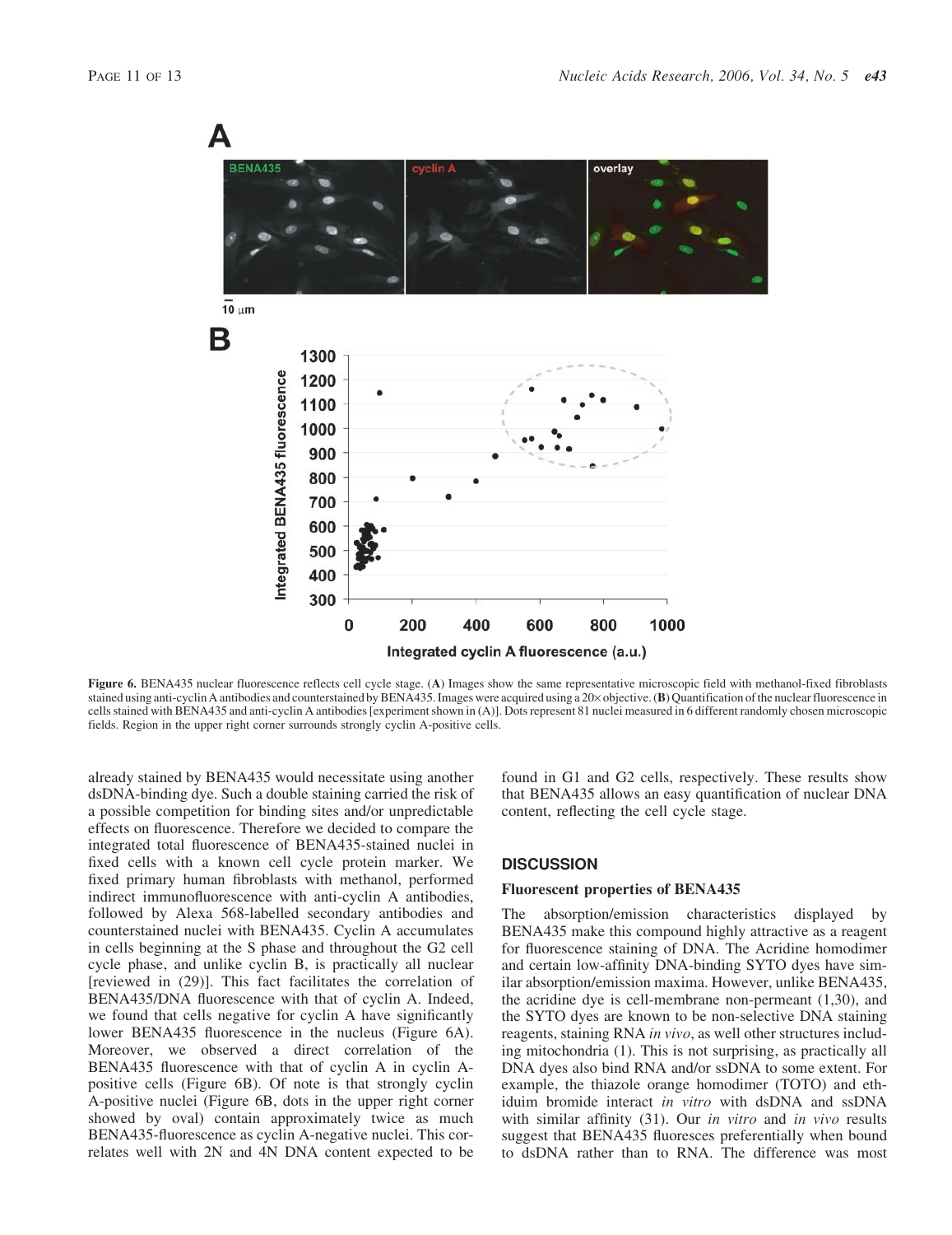**Figure 6.** BENA435 nuclear fluorescence reflects cell cycle stage. (**A**) Images show the same representative microscopic field with methanol-fixed fibroblasts stained using anti-cyclin A antibodies and counterstained by BENA435. Images were acquired using a 20× objective. (**B**) Quantification of the nuclear fluorescence in cells stained with BENA435 and anti-cyclin A antibodies [experiment shown in (A)]. Dots represent 81 nuclei measured in 6 different randomly chosen microscopic fields. Region in the upper right corner surrounds strongly cyclin A-positive cells.

already stained by BENA435 would necessitate using another dsDNA-binding dye. Such a double staining carried the risk of a possible competition for binding sites and/or unpredictable effects on fluorescence. Therefore we decided to compare the integrated total fluorescence of BENA435-stained nuclei in fixed cells with a known cell cycle protein marker. We fixed primary human fibroblasts with methanol, performed indirect immunofluorescence with anti-cyclin A antibodies, followed by Alexa 568-labelled secondary antibodies and counterstained nuclei with BENA435. Cyclin A accumulates in cells beginning at the S phase and throughout the G2 cell cycle phase, and unlike cyclin B, is practically all nuclear [reviewed in (29)]. This fact facilitates the correlation of BENA435/DNA fluorescence with that of cyclin A. Indeed, we found that cells negative for cyclin A have significantly lower BENA435 fluorescence in the nucleus (Figure 6A). Moreover, we observed a direct correlation of the BENA435 fluorescence with that of cyclin A in cyclin A-positive cells (Figure 6B). Of note is that strongly cyclin A-positive nuclei (Figure 6B, dots in the upper right corner showed by oval) contain approximately twice as much BENA435-fluorescence as cyclin A-negative nuclei. This correlates well with 2N and 4N DNA content expected to be found in G1 and G2 cells, respectively. These results show that BENA435 allows an easy quantification of nuclear DNA content, reflecting the cell cycle stage.

## DISCUSSION

### Fluorescent properties of BENA435

The absorption/emission characteristics displayed by BENA435 make this compound highly attractive as a reagent for fluorescence staining of DNA. The Acridine homodimer and certain low-affinity DNA-binding SYTO dyes have similar absorption/emission maxima. However, unlike BENA435, the acridine dye is cell-membrane non-permeant (1,30), and the SYTO dyes are known to be non-selective DNA staining reagents, staining RNA *in vivo*, as well other structures including mitochondria (1). This is not surprising, as practically all DNA dyes also bind RNA and/or ssDNA to some extent. For example, the thiazole orange homodimer (TOTO) and ethidium bromide interact *in vitro* with dsDNA and ssDNA with similar affinity (31). Our *in vitro* and *in vivo* results suggest that BENA435 fluoresces preferentially when bound to dsDNA rather than to RNA. The difference was most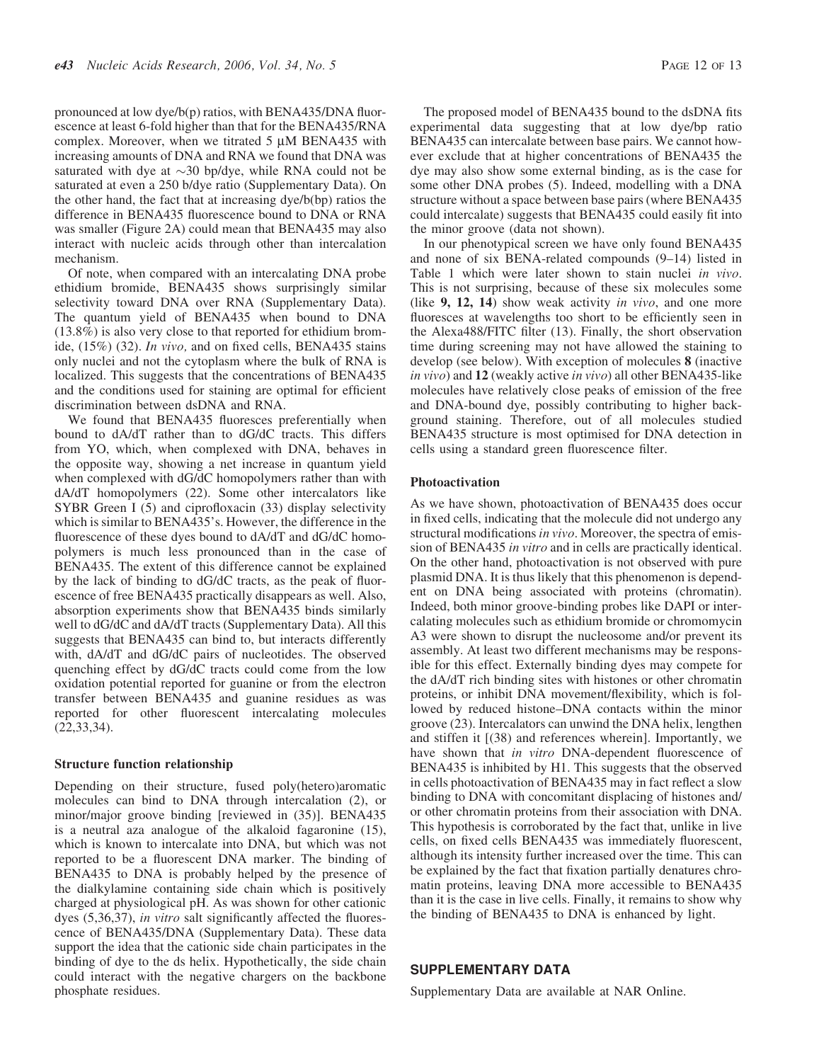pronounced at low dye/b(p) ratios, with BENA435/DNA fluorescence at least 6-fold higher than that for the BENA435/RNA complex. Moreover, when we titrated 5 μM BENA435 with increasing amounts of DNA and RNA we found that DNA was saturated with dye at ∼30 bp/dye, while RNA could not be saturated at even a 250 b/dye ratio (Supplementary Data). On the other hand, the fact that at increasing dye/b(bp) ratios the difference in BENA435 fluorescence bound to DNA or RNA was smaller (Figure 2A) could mean that BENA435 may also interact with nucleic acids through other than intercalation mechanism.

Of note, when compared with an intercalating DNA probe ethidium bromide, BENA435 shows surprisingly similar selectivity toward DNA over RNA (Supplementary Data). The quantum yield of BENA435 when bound to DNA (13.8%) is also very close to that reported for ethidium bromide, (15%) (32). *In vivo,* and on fixed cells, BENA435 stains only nuclei and not the cytoplasm where the bulk of RNA is localized. This suggests that the concentrations of BENA435 and the conditions used for staining are optimal for efficient discrimination between dsDNA and RNA.

We found that BENA435 fluoresces preferentially when bound to dA/dT rather than to dG/dC tracts. This differs from YO, which, when complexed with DNA, behaves in the opposite way, showing a net increase in quantum yield when complexed with dG/dC homopolymers rather than with dA/dT homopolymers (22). Some other intercalators like SYBR Green I (5) and ciprofloxacin (33) display selectivity which is similar to BENA435's. However, the difference in the fluorescence of these dyes bound to dA/dT and dG/dC homopolymers is much less pronounced than in the case of BENA435. The extent of this difference cannot be explained by the lack of binding to dG/dC tracts, as the peak of fluorescence of free BENA435 practically disappears as well. Also, absorption experiments show that BENA435 binds similarly well to dG/dC and dA/dT tracts (Supplementary Data). All this suggests that BENA435 can bind to, but interacts differently with, dA/dT and dG/dC pairs of nucleotides. The observed quenching effect by dG/dC tracts could come from the low oxidation potential reported for guanine or from the electron transfer between BENA435 and guanine residues as was reported for other fluorescent intercalating molecules (22,33,34).

### Structure function relationship

Depending on their structure, fused poly(hetero)aromatic molecules can bind to DNA through intercalation (2), or minor/major groove binding [reviewed in (35)]. BENA435 is a neutral aza analogue of the alkaloid fagaronine (15), which is known to intercalate into DNA, but which was not reported to be a fluorescent DNA marker. The binding of BENA435 to DNA is probably helped by the presence of the dialkylamine containing side chain which is positively charged at physiological pH. As was shown for other cationic dyes (5,36,37), *in vitro* salt significantly affected the fluorescence of BENA435/DNA (Supplementary Data). These data support the idea that the cationic side chain participates in the binding of dye to the ds helix. Hypothetically, the side chain could interact with the negative chargers on the backbone phosphate residues.

The proposed model of BENA435 bound to the dsDNA fits experimental data suggesting that at low dye/bp ratio BENA435 can intercalate between base pairs. We cannot however exclude that at higher concentrations of BENA435 the dye may also show some external binding, as is the case for some other DNA probes (5). Indeed, modelling with a DNA structure without a space between base pairs (where BENA435 could intercalate) suggests that BENA435 could easily fit into the minor groove (data not shown).

In our phenotypical screen we have only found BENA435 and none of six BENA-related compounds (9–14) listed in Table 1 which were later shown to stain nuclei *in vivo*. This is not surprising, because of these six molecules some (like **9, 12, 14**) show weak activity *in vivo*, and one more fluoresces at wavelengths too short to be efficiently seen in the Alexa488/FITC filter (13). Finally, the short observation time during screening may not have allowed the staining to develop (see below). With exception of molecules **8** (inactive *in vivo*) and **12** (weakly active *in vivo*) all other BENA435-like molecules have relatively close peaks of emission of the free and DNA-bound dye, possibly contributing to higher background staining. Therefore, out of all molecules studied BENA435 structure is most optimised for DNA detection in cells using a standard green fluorescence filter.

### Photoactivation

As we have shown, photoactivation of BENA435 does occur in fixed cells, indicating that the molecule did not undergo any structural modifications *in vivo*. Moreover, the spectra of emission of BENA435 *in vitro* and in cells are practically identical. On the other hand, photoactivation is not observed with pure plasmid DNA. It is thus likely that this phenomenon is dependent on DNA being associated with proteins (chromatin). Indeed, both minor groove-binding probes like DAPI or intercalating molecules such as ethidium bromide or chromomycin A3 were shown to disrupt the nucleosome and/or prevent its assembly. At least two different mechanisms may be responsible for this effect. Externally binding dyes may compete for the dA/dT rich binding sites with histones or other chromatin proteins, or inhibit DNA movement/flexibility, which is followed by reduced histone–DNA contacts within the minor groove (23). Intercalators can unwind the DNA helix, lengthen and stiffen it [(38) and references wherein]. Importantly, we have shown that *in vitro* DNA-dependent fluorescence of BENA435 is inhibited by H1. This suggests that the observed in cells photoactivation of BENA435 may in fact reflect a slow binding to DNA with concomitant displacing of histones and/or other chromatin proteins from their association with DNA. This hypothesis is corroborated by the fact that, unlike in live cells, on fixed cells BENA435 was immediately fluorescent, although its intensity further increased over the time. This can be explained by the fact that fixation partially denatures chromatin proteins, leaving DNA more accessible to BENA435 than it is the case in live cells. Finally, it remains to show why the binding of BENA435 to DNA is enhanced by light.

## SUPPLEMENTARY DATA

Supplementary Data are available at NAR Online.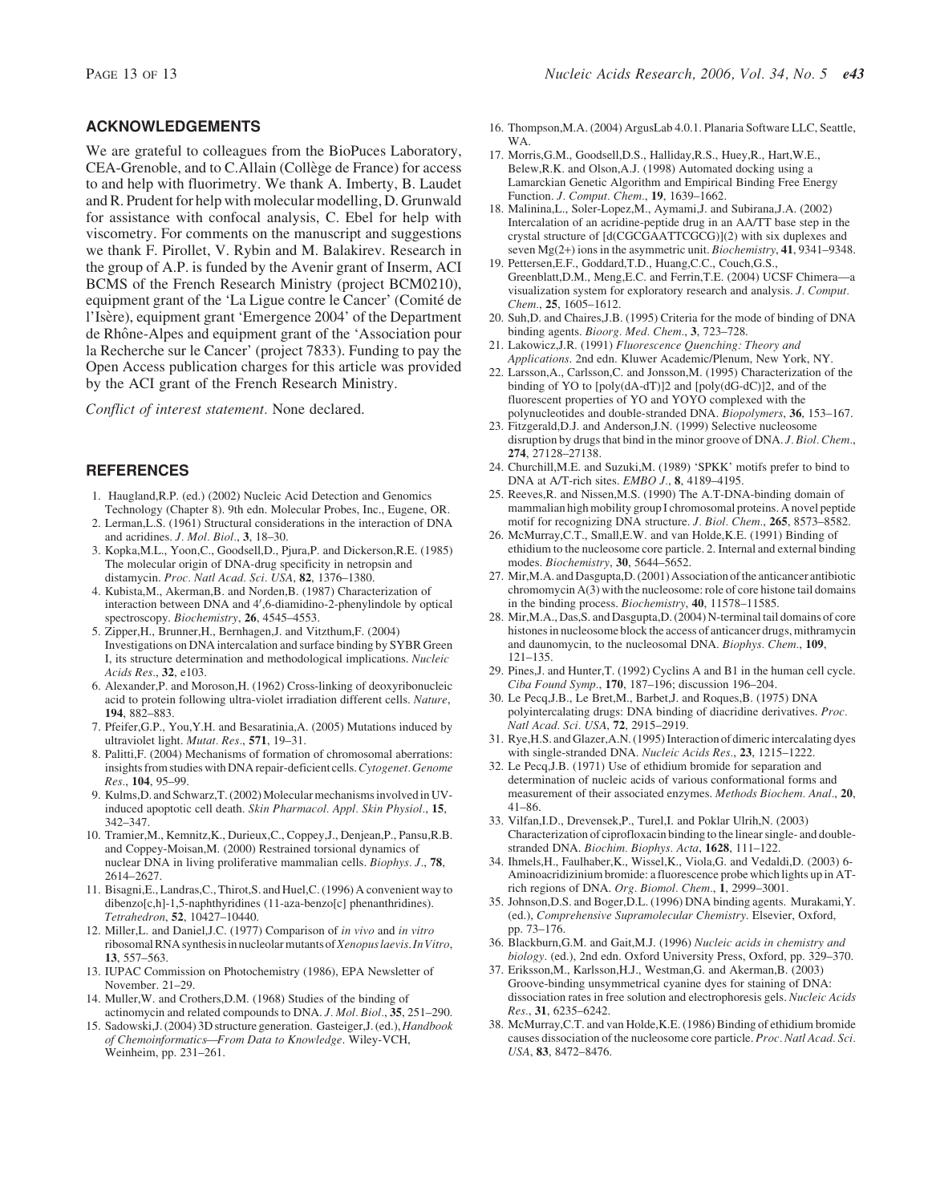## ACKNOWLEDGEMENTS

We are grateful to colleagues from the BioPuces Laboratory, CEA-Grenoble, and to C.Allain (Collège de France) for access to and help with fluorimetry. We thank A. Imberty, B. Laudet and R. Prudent for help with molecular modelling, D. Grunwald for assistance with confocal analysis, C. Ebel for help with viscometry. For comments on the manuscript and suggestions we thank F. Pirollet, V. Rybin and M. Balakirev. Research in the group of A.P. is funded by the Avenir grant of Inserm, ACI BCMS of the French Research Ministry (project BCM0210), equipment grant of the 'La Ligue contre le Cancer' (Comité de l'Isère), equipment grant 'Emergence 2004' of the Department de Rhône-Alpes and equipment grant of the 'Association pour la Recherche sur le Cancer' (project 7833). Funding to pay the Open Access publication charges for this article was provided by the ACI grant of the French Research Ministry.

*Conflict of interest statement*. None declared.

## REFERENCES

1. Haugland,R.P. (ed.) (2002) Nucleic Acid Detection and Genomics Technology (Chapter 8). 9th edn. Molecular Probes, Inc., Eugene, OR.
2. Lerman,L.S. (1961) Structural considerations in the interaction of DNA and acridines. *J. Mol. Biol.*, **3**, 18–30.
3. Kopka,M.L., Yoon,C., Goodsell,D., Pjura,P. and Dickerson,R.E. (1985) The molecular origin of DNA-drug specificity in netropsin and distamycin. *Proc. Natl Acad. Sci. USA*, **82**, 1376–1380.
4. Kubista,M., Akerman,B. and Norden,B. (1987) Characterization of interaction between DNA and 4′,6-diamidino-2-phenylindole by optical spectroscopy. *Biochemistry*, **26**, 4545–4553.
5. Zipper,H., Brunner,H., Bernhagen,J. and Vitzthum,F. (2004) Investigations on DNA intercalation and surface binding by SYBR Green I, its structure determination and methodological implications. *Nucleic Acids Res.*, **32**, e103.
6. Alexander,P. and Moroson,H. (1962) Cross-linking of deoxyribonucleic acid to protein following ultra-violet irradiation different cells. *Nature*, **194**, 882–883.
7. Pfeifer,G.P., You,Y.H. and Besaratinia,A. (2005) Mutations induced by ultraviolet light. *Mutat. Res.*, **571**, 19–31.
8. Palitti,F. (2004) Mechanisms of formation of chromosomal aberrations: insights from studies with DNA repair-deficient cells. *Cytogenet. Genome Res.*, **104**, 95–99.
9. Kulms,D. and Schwarz,T. (2002) Molecular mechanisms involved in UV-induced apoptotic cell death. *Skin Pharmacol. Appl. Skin Physiol.*, **15**, 342–347.
10. Tramier,M., Kemnitz,K., Durieux,C., Coppey,J., Denjean,P., Pansu,R.B. and Coppey-Moisan,M. (2000) Restrained torsional dynamics of nuclear DNA in living proliferative mammalian cells. *Biophys. J.*, **78**, 2614–2627.
11. Bisagni,E., Landras,C., Thirot,S. and Huel,C. (1996) A convenient way to dibenzo[c,h]-1,5-naphthyridines (11-aza-benzo[c] phenanthridines). *Tetrahedron*, **52**, 10427–10440.
12. Miller,L. and Daniel,J.C. (1977) Comparison of *in vivo* and *in vitro* ribosomal RNA synthesis in nucleolar mutants of *Xenopus laevis*. *In Vitro*, **13**, 557–563.
13. IUPAC Commission on Photochemistry (1986), EPA Newsletter of November. 21–29.
14. Muller,W. and Crothers,D.M. (1968) Studies of the binding of actinomycin and related compounds to DNA. *J. Mol. Biol.*, **35**, 251–290.
15. Sadowski,J. (2004) 3D structure generation. Gasteiger,J. (ed.), *Handbook of Chemoinformatics—From Data to Knowledge*. Wiley-VCH, Weinheim, pp. 231–261.
16. Thompson,M.A. (2004) ArgusLab 4.0.1. Planaria Software LLC, Seattle, WA.
17. Morris,G.M., Goodsell,D.S., Halliday,R.S., Huey,R., Hart,W.E., Belew,R.K. and Olson,A.J. (1998) Automated docking using a Lamarckian Genetic Algorithm and Empirical Binding Free Energy Function. *J. Comput. Chem.*, **19**, 1639–1662.
18. Malinina,L., Soler-Lopez,M., Aymami,J. and Subirana,J.A. (2002) Intercalation of an acridine-peptide drug in an AA/TT base step in the crystal structure of [d(CGCGAATTCGCG)](2) with six duplexes and seven Mg(2+) ions in the asymmetric unit. *Biochemistry*, **41**, 9341–9348.
19. Pettersen,E.F., Goddard,T.D., Huang,C.C., Couch,G.S., Greenblatt,D.M., Meng,E.C. and Ferrin,T.E. (2004) UCSF Chimera—a visualization system for exploratory research and analysis. *J. Comput. Chem.*, **25**, 1605–1612.
20. Suh,D. and Chaires,J.B. (1995) Criteria for the mode of binding of DNA binding agents. *Bioorg. Med. Chem.*, **3**, 723–728.
21. Lakowicz,J.R. (1991) *Fluorescence Quenching: Theory and Applications*. 2nd edn. Kluwer Academic/Plenum, New York, NY.
22. Larsson,A., Carlsson,C. and Jonsson,M. (1995) Characterization of the binding of YO to [poly(dA-dT)]2 and [poly(dG-dC)]2, and of the fluorescent properties of YO and YOYO complexed with the polynucleotides and double-stranded DNA. *Biopolymers*, **36**, 153–167.
23. Fitzgerald,D.J. and Anderson,J.N. (1999) Selective nucleosome disruption by drugs that bind in the minor groove of DNA. *J. Biol. Chem.*, **274**, 27128–27138.
24. Churchill,M.E. and Suzuki,M. (1989) 'SPKK' motifs prefer to bind to DNA at A/T-rich sites. *EMBO J.*, **8**, 4189–4195.
25. Reeves,R. and Nissen,M.S. (1990) The A.T-DNA-binding domain of mammalian high mobility group I chromosomal proteins. A novel peptide motif for recognizing DNA structure. *J. Biol. Chem.*, **265**, 8573–8582.
26. McMurray,C.T., Small,E.W. and van Holde,K.E. (1991) Binding of ethidium to the nucleosome core particle. 2. Internal and external binding modes. *Biochemistry*, **30**, 5644–5652.
27. Mir,M.A. and Dasgupta,D. (2001) Association of the anticancer antibiotic chromomycin A(3) with the nucleosome: role of core histone tail domains in the binding process. *Biochemistry*, **40**, 11578–11585.
28. Mir,M.A., Das,S. and Dasgupta,D. (2004) N-terminal tail domains of core histones in nucleosome block the access of anticancer drugs, mithramycin and daunomycin, to the nucleosomal DNA. *Biophys. Chem.*, **109**, 121–135.
29. Pines,J. and Hunter,T. (1992) Cyclins A and B1 in the human cell cycle. *Ciba Found Symp.*, **170**, 187–196; discussion 196–204.
30. Le Pecq,J.B., Le Bret,M., Barbet,J. and Roques,B. (1975) DNA polyintercalating drugs: DNA binding of diacridine derivatives. *Proc. Natl Acad. Sci. USA*, **72**, 2915–2919.
31. Rye,H.S. and Glazer,A.N. (1995) Interaction of dimeric intercalating dyes with single-stranded DNA. *Nucleic Acids Res.*, **23**, 1215–1222.
32. Le Pecq,J.B. (1971) Use of ethidium bromide for separation and determination of nucleic acids of various conformational forms and measurement of their associated enzymes. *Methods Biochem. Anal.*, **20**, 41–86.
33. Vilfan,I.D., Drevensek,P., Turel,I. and Poklar Ulrih,N. (2003) Characterization of ciprofloxacin binding to the linear single- and double-stranded DNA. *Biochim. Biophys. Acta*, **1628**, 111–122.
34. Ihmels,H., Faulhaber,K., Wissel,K., Viola,G. and Vedaldi,D. (2003) 6-Aminoacridizinium bromide: a fluorescence probe which lights up in AT-rich regions of DNA. *Org. Biomol. Chem.*, **1**, 2999–3001.
35. Johnson,D.S. and Boger,D.L. (1996) DNA binding agents. Murakami,Y. (ed.), *Comprehensive Supramolecular Chemistry*. Elsevier, Oxford, pp. 73–176.
36. Blackburn,G.M. and Gait,M.J. (1996) *Nucleic acids in chemistry and biology*. (ed.), 2nd edn. Oxford University Press, Oxford, pp. 329–370.
37. Eriksson,M., Karlsson,H.J., Westman,G. and Akerman,B. (2003) Groove-binding unsymmetrical cyanine dyes for staining of DNA: dissociation rates in free solution and electrophoresis gels. *Nucleic Acids Res.*, **31**, 6235–6242.
38. McMurray,C.T. and van Holde,K.E. (1986) Binding of ethidium bromide causes dissociation of the nucleosome core particle. *Proc. Natl Acad. Sci. USA*, **83**, 8472–8476.